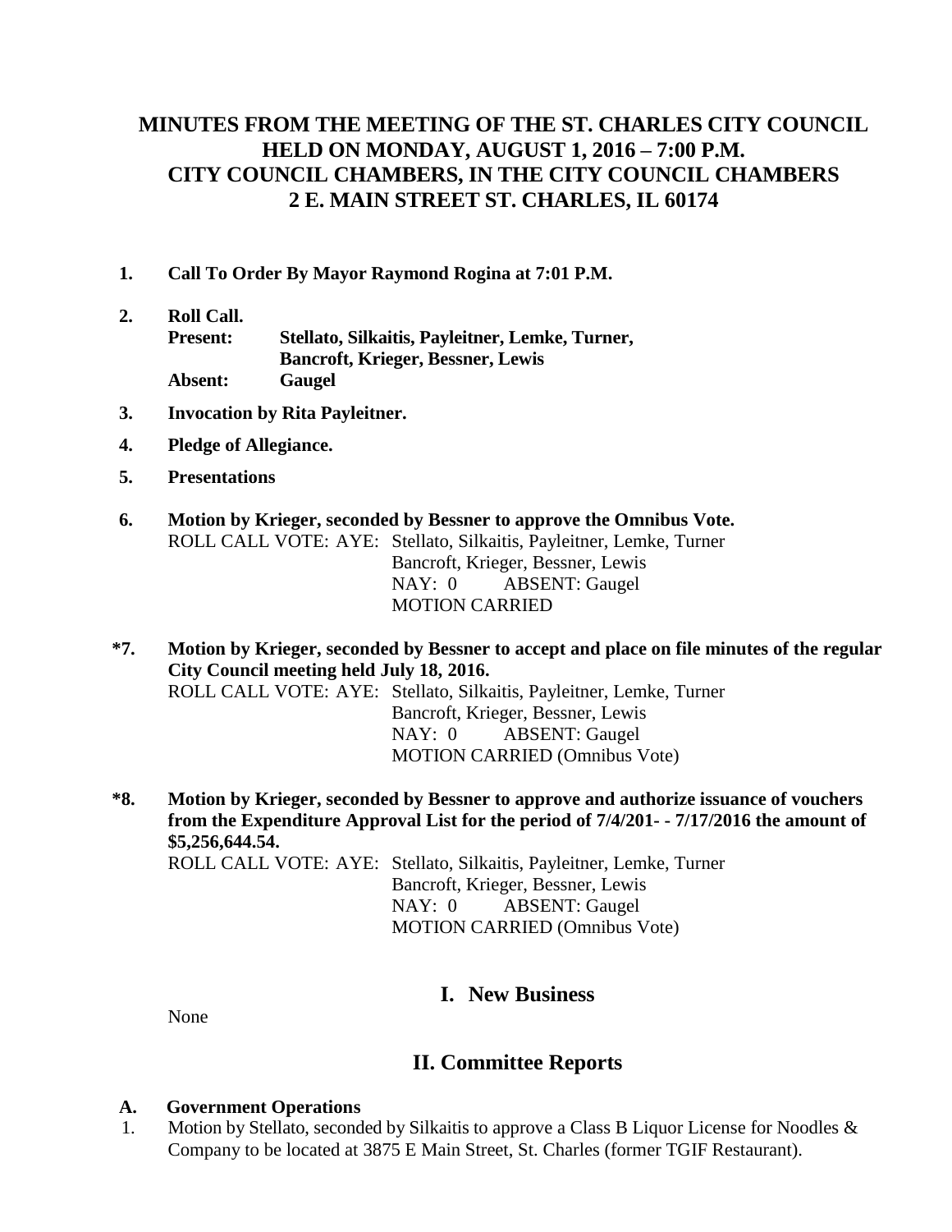# MINUTES FROM THE MEETING OF THE ST. CHARLES CITY COUNCIL HELD ON MONDAY, AUGUST 1, 2016 – 7:00 P.M. CITY COUNCIL CHAMBERS, IN THE CITY COUNCIL CHAMBERS 2 E. MAIN STREET ST. CHARLES, IL 60174

**1. Call To Order By Mayor Raymond Rogina at 7:01 P.M.**

**2. Roll Call.**

**Present:** **Stellato, Silkaitis, Payleitner, Lemke, Turner, Bancroft, Krieger, Bessner, Lewis**

**Absent:** **Gaugel**

**3. Invocation by Rita Payleitner.**

**4. Pledge of Allegiance.**

**5. Presentations**

**6. Motion by Krieger, seconded by Bessner to approve the Omnibus Vote.**

ROLL CALL VOTE: AYE: Stellato, Silkaitis, Payleitner, Lemke, Turner Bancroft, Krieger, Bessner, Lewis
NAY: 0 ABSENT: Gaugel
MOTION CARRIED

**\*7. Motion by Krieger, seconded by Bessner to accept and place on file minutes of the regular City Council meeting held July 18, 2016.**

ROLL CALL VOTE: AYE: Stellato, Silkaitis, Payleitner, Lemke, Turner Bancroft, Krieger, Bessner, Lewis
NAY: 0 ABSENT: Gaugel
MOTION CARRIED (Omnibus Vote)

**\*8. Motion by Krieger, seconded by Bessner to approve and authorize issuance of vouchers from the Expenditure Approval List for the period of 7/4/201- - 7/17/2016 the amount of \$5,256,644.54.**

ROLL CALL VOTE: AYE: Stellato, Silkaitis, Payleitner, Lemke, Turner Bancroft, Krieger, Bessner, Lewis
NAY: 0 ABSENT: Gaugel
MOTION CARRIED (Omnibus Vote)

## I. New Business

None

## II. Committee Reports

**A. Government Operations**

1. Motion by Stellato, seconded by Silkaitis to approve a Class B Liquor License for Noodles & Company to be located at 3875 E Main Street, St. Charles (former TGIF Restaurant).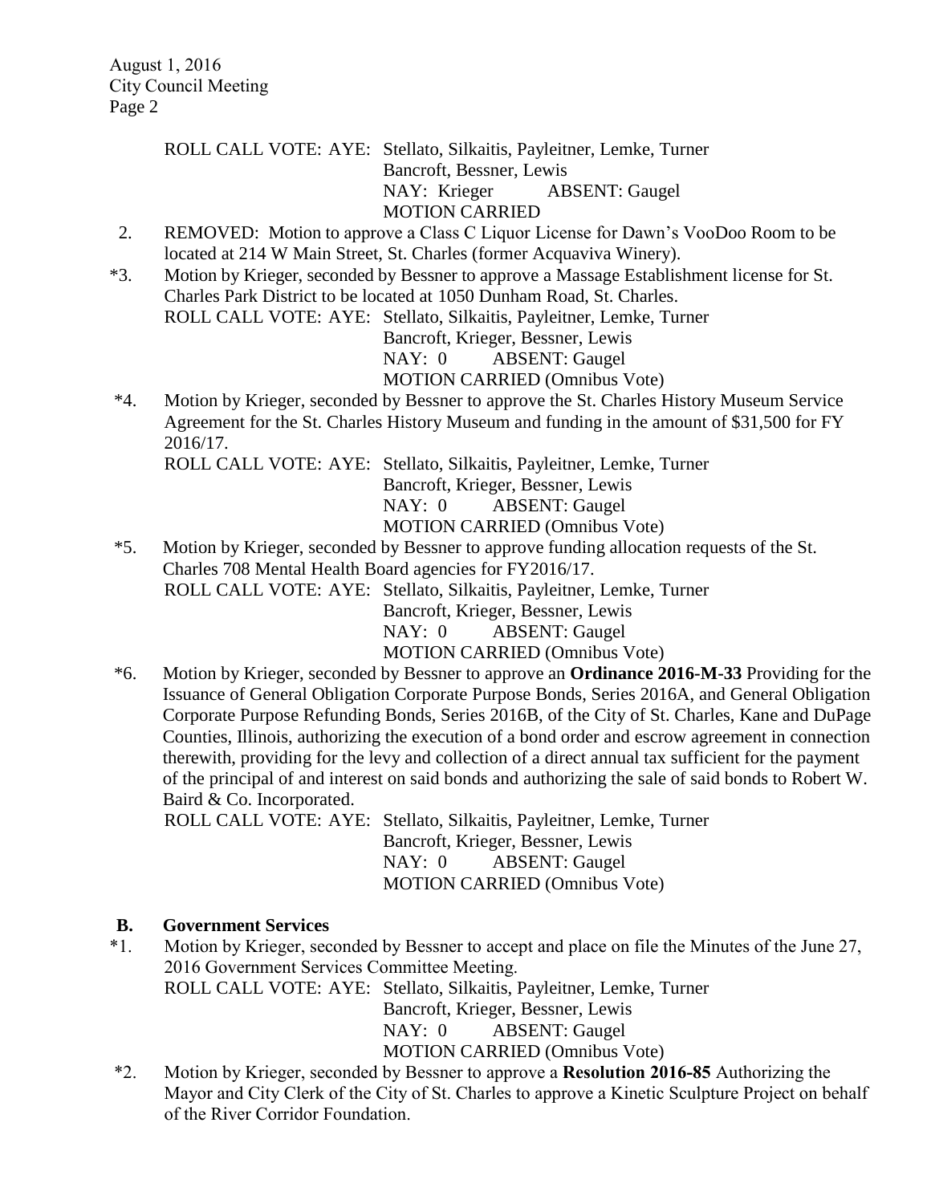ROLL CALL VOTE: AYE: Stellato, Silkaitis, Payleitner, Lemke, Turner Bancroft, Bessner, Lewis
NAY: Krieger ABSENT: Gaugel
MOTION CARRIED

2. REMOVED: Motion to approve a Class C Liquor License for Dawn's VooDoo Room to be located at 214 W Main Street, St. Charles (former Acquaviva Winery).

*3. Motion by Krieger, seconded by Bessner to approve a Massage Establishment license for St. Charles Park District to be located at 1050 Dunham Road, St. Charles.
ROLL CALL VOTE: AYE: Stellato, Silkaitis, Payleitner, Lemke, Turner Bancroft, Krieger, Bessner, Lewis
NAY: 0 ABSENT: Gaugel
MOTION CARRIED (Omnibus Vote)

*4. Motion by Krieger, seconded by Bessner to approve the St. Charles History Museum Service Agreement for the St. Charles History Museum and funding in the amount of $31,500 for FY 2016/17.
ROLL CALL VOTE: AYE: Stellato, Silkaitis, Payleitner, Lemke, Turner Bancroft, Krieger, Bessner, Lewis
NAY: 0 ABSENT: Gaugel
MOTION CARRIED (Omnibus Vote)

*5. Motion by Krieger, seconded by Bessner to approve funding allocation requests of the St. Charles 708 Mental Health Board agencies for FY2016/17.
ROLL CALL VOTE: AYE: Stellato, Silkaitis, Payleitner, Lemke, Turner Bancroft, Krieger, Bessner, Lewis
NAY: 0 ABSENT: Gaugel
MOTION CARRIED (Omnibus Vote)

*6. Motion by Krieger, seconded by Bessner to approve an **Ordinance 2016-M-33** Providing for the Issuance of General Obligation Corporate Purpose Bonds, Series 2016A, and General Obligation Corporate Purpose Refunding Bonds, Series 2016B, of the City of St. Charles, Kane and DuPage Counties, Illinois, authorizing the execution of a bond order and escrow agreement in connection therewith, providing for the levy and collection of a direct annual tax sufficient for the payment of the principal of and interest on said bonds and authorizing the sale of said bonds to Robert W. Baird & Co. Incorporated.
ROLL CALL VOTE: AYE: Stellato, Silkaitis, Payleitner, Lemke, Turner Bancroft, Krieger, Bessner, Lewis
NAY: 0 ABSENT: Gaugel
MOTION CARRIED (Omnibus Vote)

**B. Government Services**

*1. Motion by Krieger, seconded by Bessner to accept and place on file the Minutes of the June 27, 2016 Government Services Committee Meeting.
ROLL CALL VOTE: AYE: Stellato, Silkaitis, Payleitner, Lemke, Turner Bancroft, Krieger, Bessner, Lewis
NAY: 0 ABSENT: Gaugel
MOTION CARRIED (Omnibus Vote)

*2. Motion by Krieger, seconded by Bessner to approve a **Resolution 2016-85** Authorizing the Mayor and City Clerk of the City of St. Charles to approve a Kinetic Sculpture Project on behalf of the River Corridor Foundation.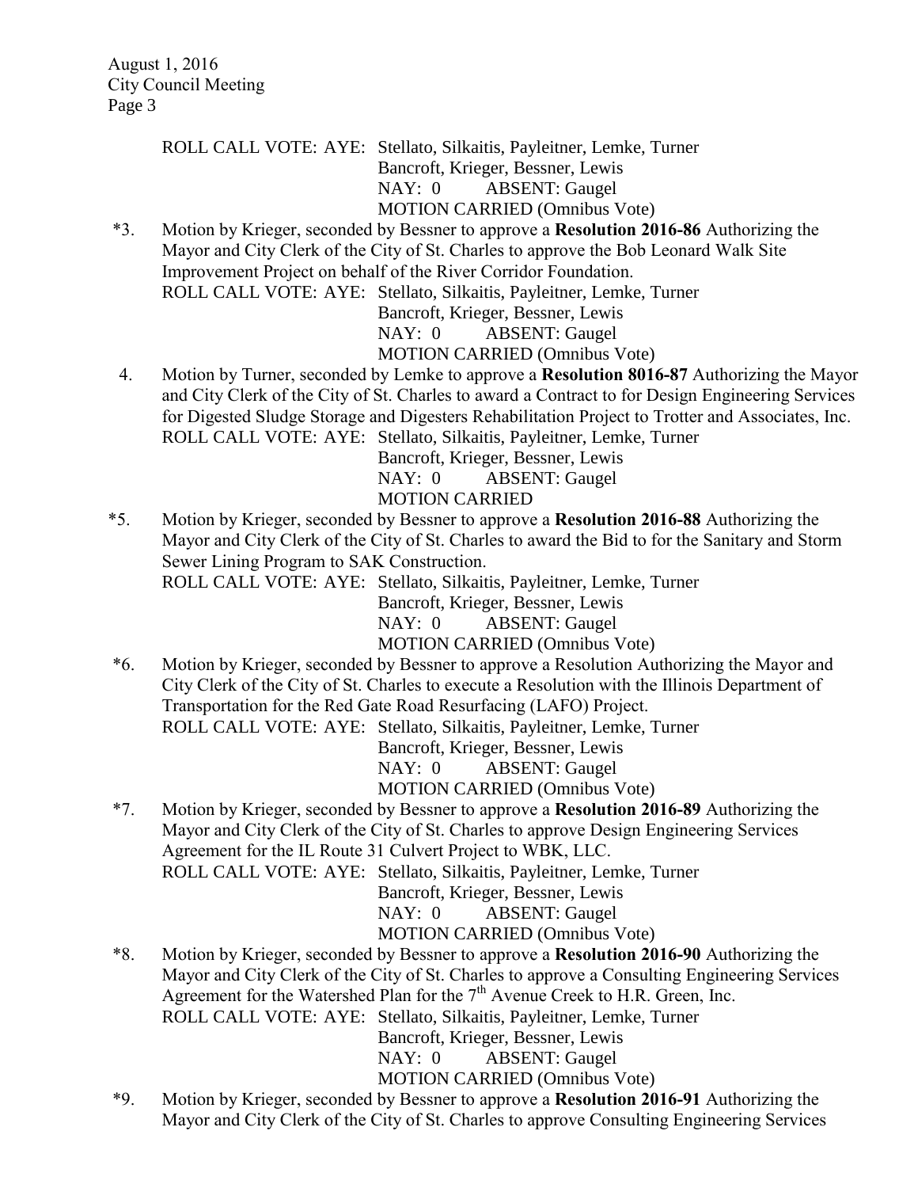ROLL CALL VOTE: AYE: Stellato, Silkaitis, Payleitner, Lemke, Turner
Bancroft, Krieger, Bessner, Lewis
NAY: 0 ABSENT: Gaugel
MOTION CARRIED (Omnibus Vote)

*3. Motion by Krieger, seconded by Bessner to approve a **Resolution 2016-86** Authorizing the Mayor and City Clerk of the City of St. Charles to approve the Bob Leonard Walk Site Improvement Project on behalf of the River Corridor Foundation.
ROLL CALL VOTE: AYE: Stellato, Silkaitis, Payleitner, Lemke, Turner
Bancroft, Krieger, Bessner, Lewis
NAY: 0 ABSENT: Gaugel
MOTION CARRIED (Omnibus Vote)

4. Motion by Turner, seconded by Lemke to approve a **Resolution 8016-87** Authorizing the Mayor and City Clerk of the City of St. Charles to award a Contract to for Design Engineering Services for Digested Sludge Storage and Digesters Rehabilitation Project to Trotter and Associates, Inc.
ROLL CALL VOTE: AYE: Stellato, Silkaitis, Payleitner, Lemke, Turner
Bancroft, Krieger, Bessner, Lewis
NAY: 0 ABSENT: Gaugel
MOTION CARRIED

*5. Motion by Krieger, seconded by Bessner to approve a **Resolution 2016-88** Authorizing the Mayor and City Clerk of the City of St. Charles to award the Bid to for the Sanitary and Storm Sewer Lining Program to SAK Construction.
ROLL CALL VOTE: AYE: Stellato, Silkaitis, Payleitner, Lemke, Turner
Bancroft, Krieger, Bessner, Lewis
NAY: 0 ABSENT: Gaugel
MOTION CARRIED (Omnibus Vote)

*6. Motion by Krieger, seconded by Bessner to approve a Resolution Authorizing the Mayor and City Clerk of the City of St. Charles to execute a Resolution with the Illinois Department of Transportation for the Red Gate Road Resurfacing (LAFO) Project.
ROLL CALL VOTE: AYE: Stellato, Silkaitis, Payleitner, Lemke, Turner
Bancroft, Krieger, Bessner, Lewis
NAY: 0 ABSENT: Gaugel
MOTION CARRIED (Omnibus Vote)

*7. Motion by Krieger, seconded by Bessner to approve a **Resolution 2016-89** Authorizing the Mayor and City Clerk of the City of St. Charles to approve Design Engineering Services Agreement for the IL Route 31 Culvert Project to WBK, LLC.
ROLL CALL VOTE: AYE: Stellato, Silkaitis, Payleitner, Lemke, Turner
Bancroft, Krieger, Bessner, Lewis
NAY: 0 ABSENT: Gaugel
MOTION CARRIED (Omnibus Vote)

*8. Motion by Krieger, seconded by Bessner to approve a **Resolution 2016-90** Authorizing the Mayor and City Clerk of the City of St. Charles to approve a Consulting Engineering Services Agreement for the Watershed Plan for the 7th Avenue Creek to H.R. Green, Inc.
ROLL CALL VOTE: AYE: Stellato, Silkaitis, Payleitner, Lemke, Turner
Bancroft, Krieger, Bessner, Lewis
NAY: 0 ABSENT: Gaugel
MOTION CARRIED (Omnibus Vote)

*9. Motion by Krieger, seconded by Bessner to approve a **Resolution 2016-91** Authorizing the Mayor and City Clerk of the City of St. Charles to approve Consulting Engineering Services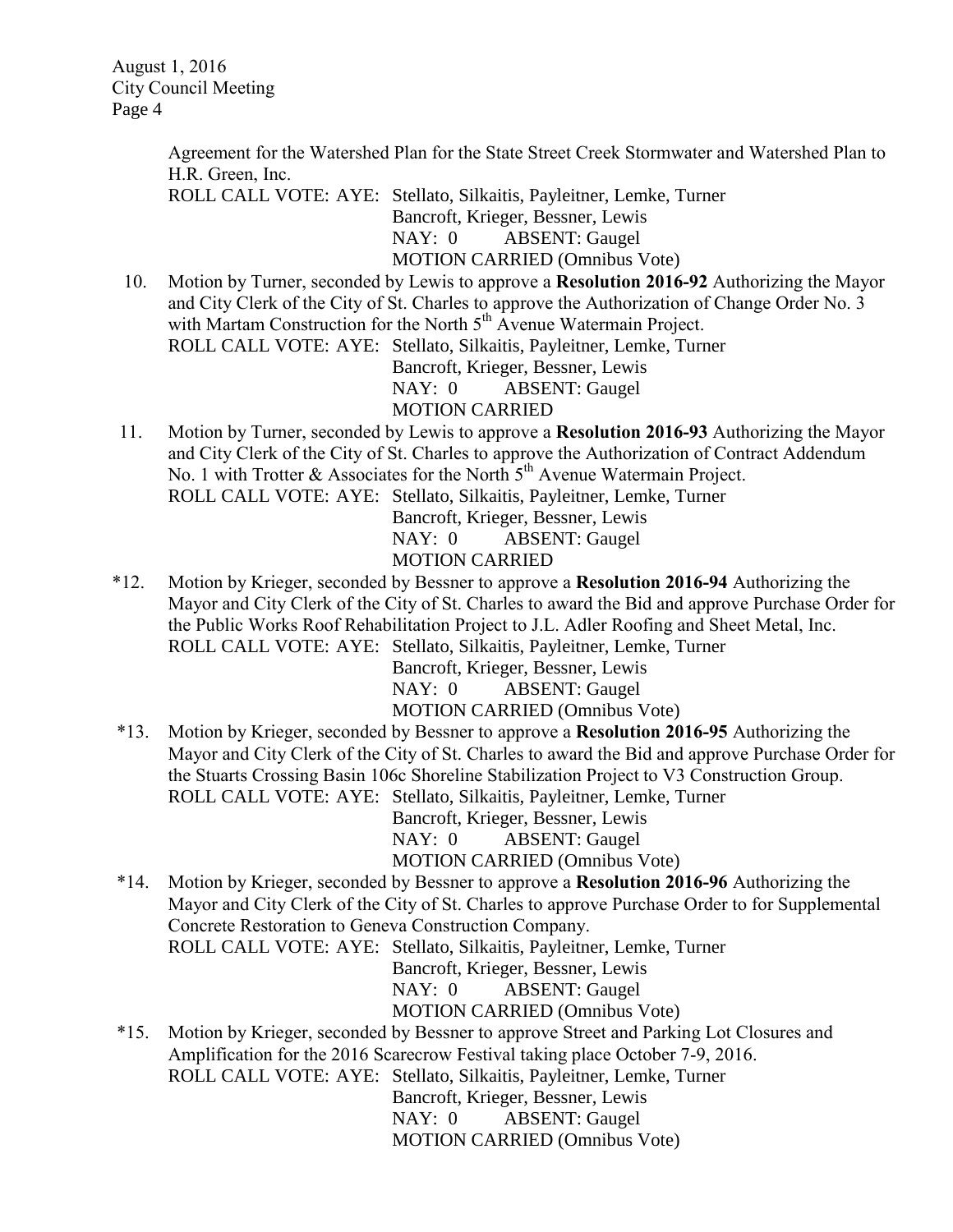Agreement for the Watershed Plan for the State Street Creek Stormwater and Watershed Plan to H.R. Green, Inc.

ROLL CALL VOTE: AYE: Stellato, Silkaitis, Payleitner, Lemke, Turner
Bancroft, Krieger, Bessner, Lewis
NAY: 0 ABSENT: Gaugel
MOTION CARRIED (Omnibus Vote)

10. Motion by Turner, seconded by Lewis to approve a **Resolution 2016-92** Authorizing the Mayor and City Clerk of the City of St. Charles to approve the Authorization of Change Order No. 3 with Martam Construction for the North 5th Avenue Watermain Project.
ROLL CALL VOTE: AYE: Stellato, Silkaitis, Payleitner, Lemke, Turner
Bancroft, Krieger, Bessner, Lewis
NAY: 0 ABSENT: Gaugel
MOTION CARRIED

11. Motion by Turner, seconded by Lewis to approve a **Resolution 2016-93** Authorizing the Mayor and City Clerk of the City of St. Charles to approve the Authorization of Contract Addendum No. 1 with Trotter & Associates for the North 5th Avenue Watermain Project.
ROLL CALL VOTE: AYE: Stellato, Silkaitis, Payleitner, Lemke, Turner
Bancroft, Krieger, Bessner, Lewis
NAY: 0 ABSENT: Gaugel
MOTION CARRIED

*12. Motion by Krieger, seconded by Bessner to approve a **Resolution 2016-94** Authorizing the Mayor and City Clerk of the City of St. Charles to award the Bid and approve Purchase Order for the Public Works Roof Rehabilitation Project to J.L. Adler Roofing and Sheet Metal, Inc.
ROLL CALL VOTE: AYE: Stellato, Silkaitis, Payleitner, Lemke, Turner
Bancroft, Krieger, Bessner, Lewis
NAY: 0 ABSENT: Gaugel
MOTION CARRIED (Omnibus Vote)

*13. Motion by Krieger, seconded by Bessner to approve a **Resolution 2016-95** Authorizing the Mayor and City Clerk of the City of St. Charles to award the Bid and approve Purchase Order for the Stuarts Crossing Basin 106c Shoreline Stabilization Project to V3 Construction Group.
ROLL CALL VOTE: AYE: Stellato, Silkaitis, Payleitner, Lemke, Turner
Bancroft, Krieger, Bessner, Lewis
NAY: 0 ABSENT: Gaugel
MOTION CARRIED (Omnibus Vote)

*14. Motion by Krieger, seconded by Bessner to approve a **Resolution 2016-96** Authorizing the Mayor and City Clerk of the City of St. Charles to approve Purchase Order to for Supplemental Concrete Restoration to Geneva Construction Company.
ROLL CALL VOTE: AYE: Stellato, Silkaitis, Payleitner, Lemke, Turner
Bancroft, Krieger, Bessner, Lewis
NAY: 0 ABSENT: Gaugel
MOTION CARRIED (Omnibus Vote)

*15. Motion by Krieger, seconded by Bessner to approve Street and Parking Lot Closures and Amplification for the 2016 Scarecrow Festival taking place October 7-9, 2016.
ROLL CALL VOTE: AYE: Stellato, Silkaitis, Payleitner, Lemke, Turner
Bancroft, Krieger, Bessner, Lewis
NAY: 0 ABSENT: Gaugel
MOTION CARRIED (Omnibus Vote)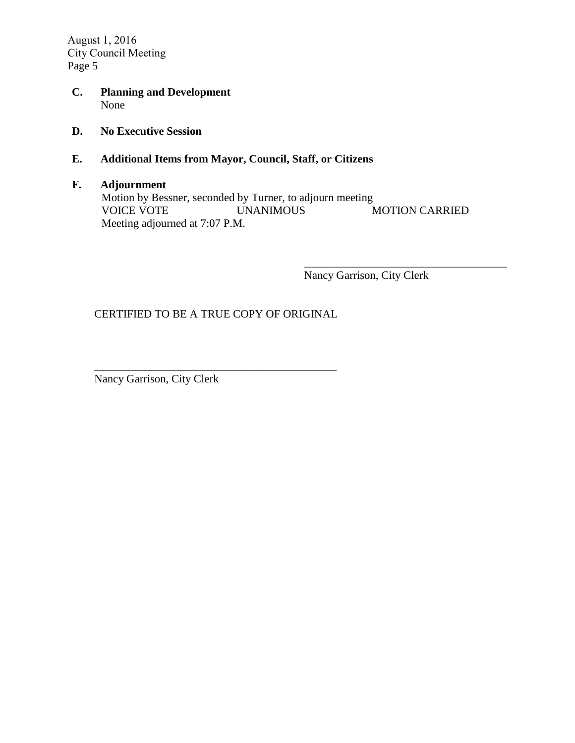**C. Planning and Development**

None

**D. No Executive Session**

**E. Additional Items from Mayor, Council, Staff, or Citizens**

**F. Adjournment**

Motion by Bessner, seconded by Turner, to adjourn meeting

VOICE VOTE UNANIMOUS MOTION CARRIED

Meeting adjourned at 7:07 P.M.

\_\_\_\_\_\_\_\_\_\_\_\_\_\_\_\_\_\_\_\_\_\_\_\_\_\_\_\_\_\_\_\_\_\_\_\_\_

Nancy Garrison, City Clerk

CERTIFIED TO BE A TRUE COPY OF ORIGINAL

\_\_\_\_\_\_\_\_\_\_\_\_\_\_\_\_\_\_\_\_\_\_\_\_\_\_\_\_\_\_\_\_\_\_\_\_\_

Nancy Garrison, City Clerk